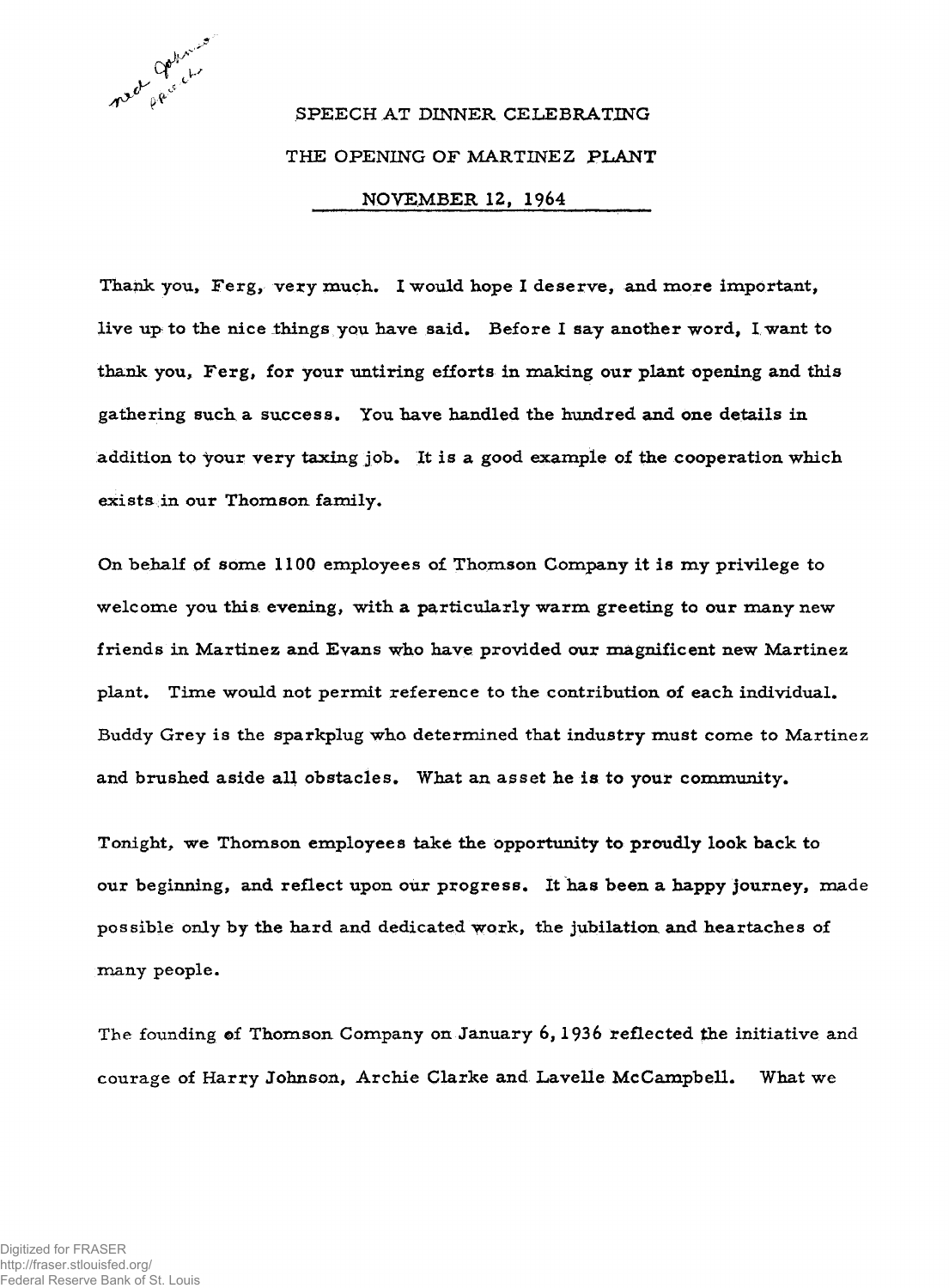# SPEECH AT DINNER CELEBRATING THE OPENING OF MARTINEZ PLANT

## NOVEMBER 12, 1964

Thank you, Ferg, very much. I would hope I deserve, and more important, live up to the nice things you have said. Before I say another word, I want to thank you, Ferg, for your untiring efforts in making our plant opening and this gathering such a success. You have handled the hundred and one details in addition to your very taxing job. It is a good example of the cooperation which exists in our Thomson family.

On behalf of some 1100 employees of Thomson Company it is my privilege to welcome you this evening, with a particularly warm greeting to our many new friends in Martinez and Evans who have provided our magnificent new Martinez plant. Time would not permit reference to the contribution of each individual. Buddy Grey is the sparkplug who determined that industry must come to Martinez and brushed aside all obstacles. What an asset he is to your community.

Tonight, we Thomson employees take the opportunity to proudly look back to our beginning, and reflect upon our progress. It has been a happy journey, made possible only by the hard and dedicated work, the jubilation and heartaches of many people.

The founding of Thomson Company on January 6, 1936 reflected the initiative and courage of Harry Johnson, Archie Clarke and Lavelle McCampbell. What we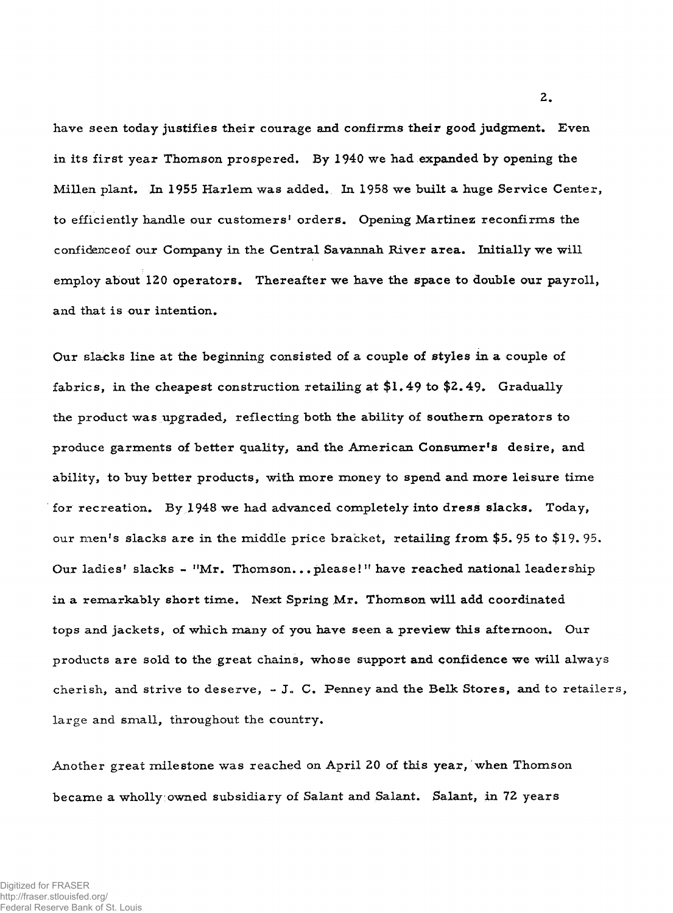have seen today justifies their courage and confirms their good judgment. Even in its first year Thomson prospered. By 1940 we had expanded by opening the Millen plant. In 1955 Harlem was added. In 1958 we built a huge Service Center, to efficiently handle our customers' orders. Opening Martinez reconfirms the confidenceof our Company in the Central Savannah River area. Initially we will employ about 120 operators. Thereafter we have the space to double our payroll, and that is our intention.

Our slacks line at the beginning consisted of a couple of styles in a couple of fabrics, in the cheapest construction retailing at $1.49 to $2.49. Gradually the product was upgraded, reflecting both the ability of southern operators to produce garments of better quality, and the American Consumer's desire, and ability, to buy better products, with more money to spend and more leisure time for recreation. By 1948 we had advanced completely into dress slacks. Today, our men's slacks are in the middle price bracket, retailing from $5.95 to $19.95. Our ladies' slacks - "Mr. Thomson... please!" have reached national leadership in a remarkably short time. Next Spring Mr. Thomson will add coordinated tops and jackets, of which many of you have seen a preview this afternoon. Our products are sold to the great chains, whose support and confidence we will always cherish, and strive to deserve, - J. C. Penney and the Belk Stores, and to retailers, large and small, throughout the country.

Another great milestone was reached on April 20 of this year, when Thomson became a wholly owned subsidiary of Salant and Salant. Salant, in 72 years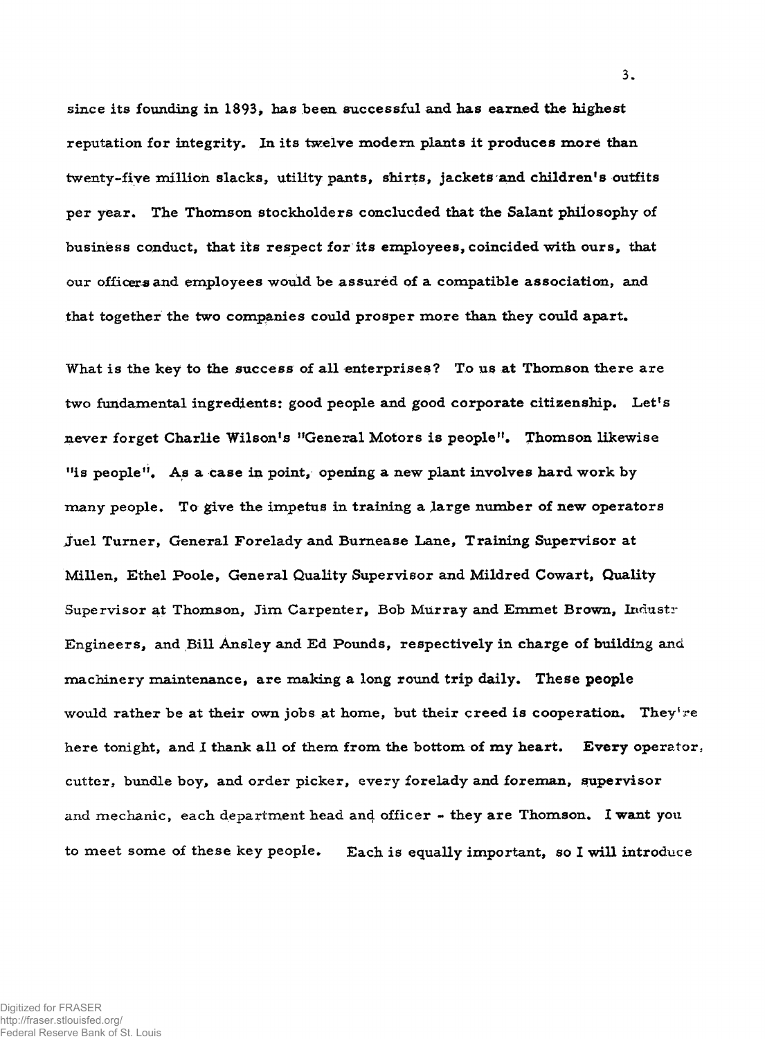since its founding in 1893, has been successful and has earned the highest reputation for integrity. In its twelve modern plants it produces more than twenty-five million slacks, utility pants, shirts, jackets and children's outfits per year. The Thomson stockholders conclucded that the Salant philosophy of business conduct, that its respect for its employees, coincided with ours, that our officers and employees would be assured of a compatible association, and that together the two companies could prosper more than they could apart.

What is the key to the success of all enterprises? To us at Thomson there are two fundamental ingredients: good people and good corporate citizenship. Let's never forget Charlie Wilson's "General Motors is people". Thomson likewise "is people". As a case in point, opening a new plant involves hard work by many people. To give the impetus in training a large number of new operators Juel Turner, General Forelady and Burnease Lane, Training Supervisor at Millen, Ethel Poole, General Quality Supervisor and Mildred Cowart, Quality Supervisor at Thomson, Jim Carpenter, Bob Murray and Emmet Brown, Industr Engineers, and Bill Ansley and Ed Pounds, respectively in charge of building and machinery maintenance, are making a long round trip daily. These people would rather be at their own jobs at home, but their creed is cooperation. They're here tonight, and I thank all of them from the bottom of my heart. Every operator, cutter, bundle boy, and order picker, every forelady and foreman, supervisor and mechanic, each department head and officer - they are Thomson. I want you to meet some of these key people. Each is equally important, so I will introduce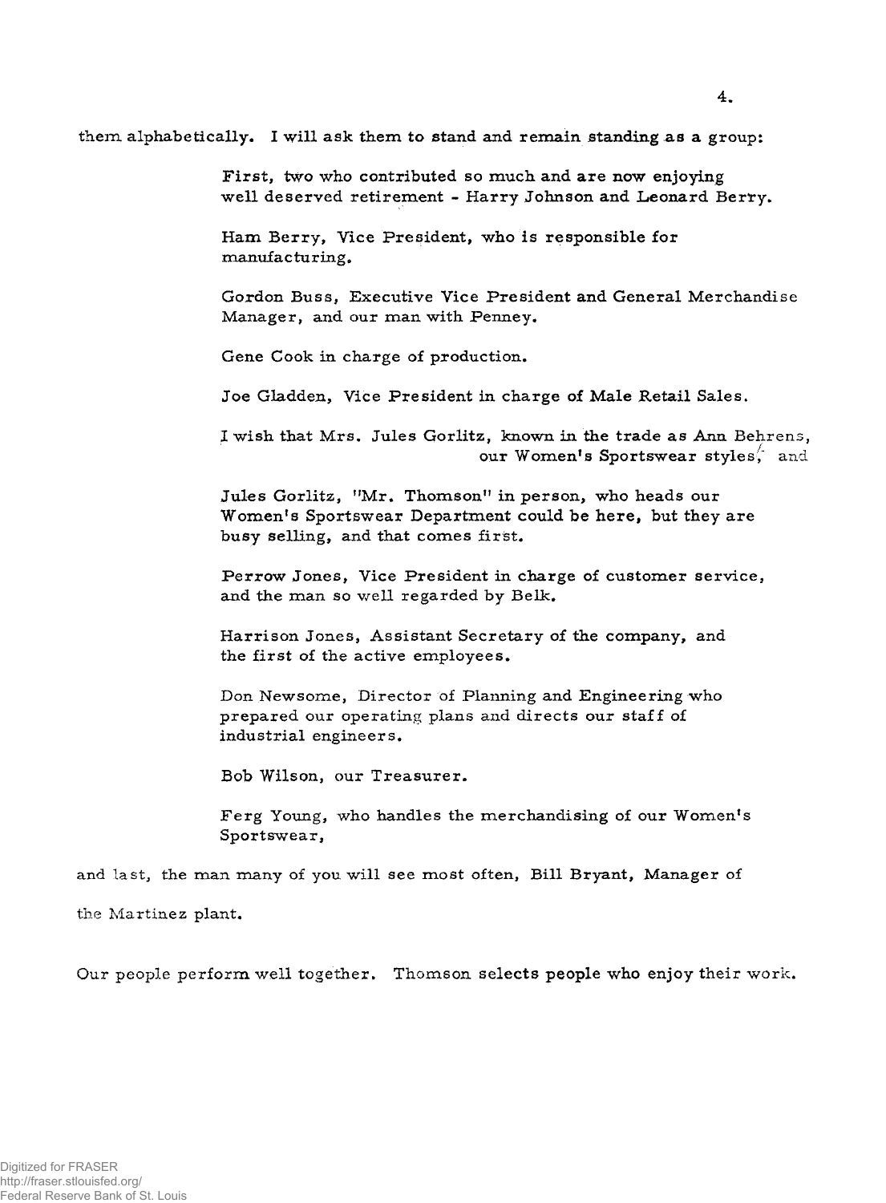them alphabetically. I will ask them to stand and remain standing as a group:

> First, two who contributed so much and are now enjoying well deserved retirement - Harry Johnson and Leonard Berry.
>
> Ham Berry, Vice President, who is responsible for manufacturing.
>
> Gordon Buss, Executive Vice President and General Merchandise Manager, and our man with Penney.
>
> Gene Cook in charge of production.
>
> Joe Gladden, Vice President in charge of Male Retail Sales.
>
> I wish that Mrs. Jules Gorlitz, known in the trade as Ann Behrens, our Women's Sportswear styles, and
>
> Jules Gorlitz, "Mr. Thomson" in person, who heads our Women's Sportswear Department could be here, but they are busy selling, and that comes first.
>
> Perrow Jones, Vice President in charge of customer service, and the man so well regarded by Belk.
>
> Harrison Jones, Assistant Secretary of the company, and the first of the active employees.
>
> Don Newsome, Director of Planning and Engineering who prepared our operating plans and directs our staff of industrial engineers.
>
> Bob Wilson, our Treasurer.
>
> Ferg Young, who handles the merchandising of our Women's Sportswear,

and last, the man many of you will see most often, Bill Bryant, Manager of the Martinez plant.

Our people perform well together. Thomson selects people who enjoy their work.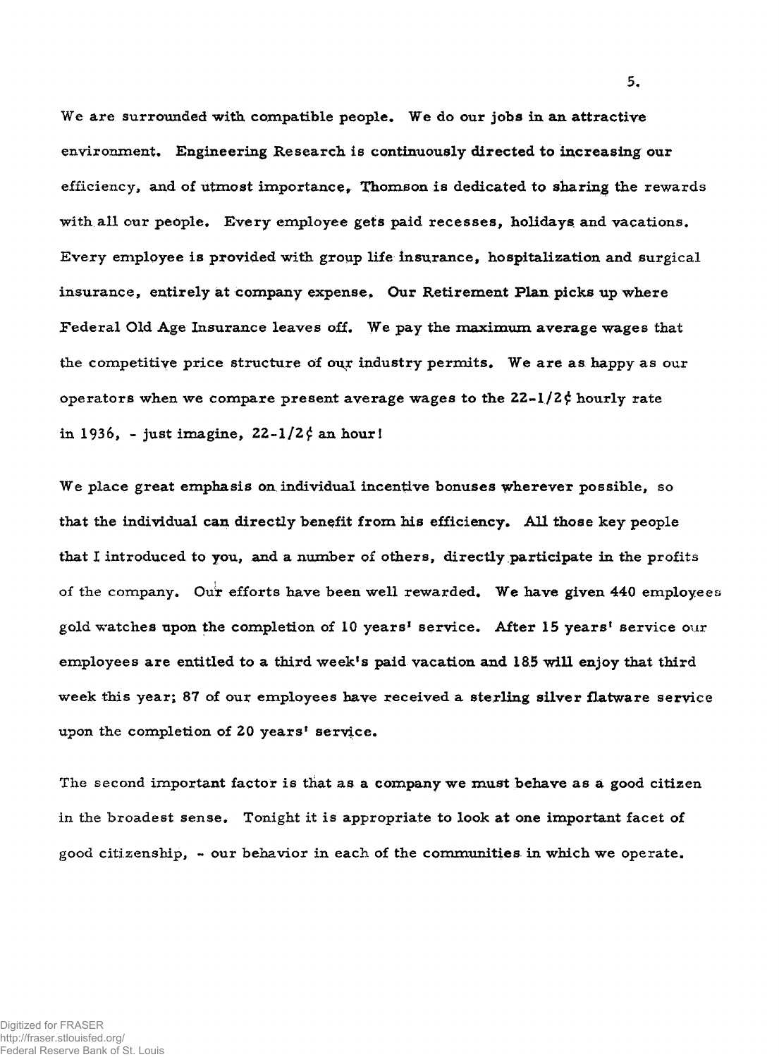We are surrounded with compatible people. We do our jobs in an attractive environment. Engineering Research is continuously directed to increasing our efficiency, and of utmost importance, Thomson is dedicated to sharing the rewards with all our people. Every employee gets paid recesses, holidays and vacations. Every employee is provided with group life insurance, hospitalization and surgical insurance, entirely at company expense. Our Retirement Plan picks up where Federal Old Age Insurance leaves off. We pay the maximum average wages that the competitive price structure of our industry permits. We are as happy as our operators when we compare present average wages to the 22-1/2¢ hourly rate in 1936, - just imagine, 22-1/2¢ an hour!

We place great emphasis on individual incentive bonuses wherever possible, so that the individual can directly benefit from his efficiency. All those key people that I introduced to you, and a number of others, directly participate in the profits of the company. Our efforts have been well rewarded. We have given 440 employees gold watches upon the completion of 10 years' service. After 15 years' service our employees are entitled to a third week's paid vacation and 185 will enjoy that third week this year; 87 of our employees have received a sterling silver flatware service upon the completion of 20 years' service.

The second important factor is that as a company we must behave as a good citizen in the broadest sense. Tonight it is appropriate to look at one important facet of good citizenship, - our behavior in each of the communities in which we operate.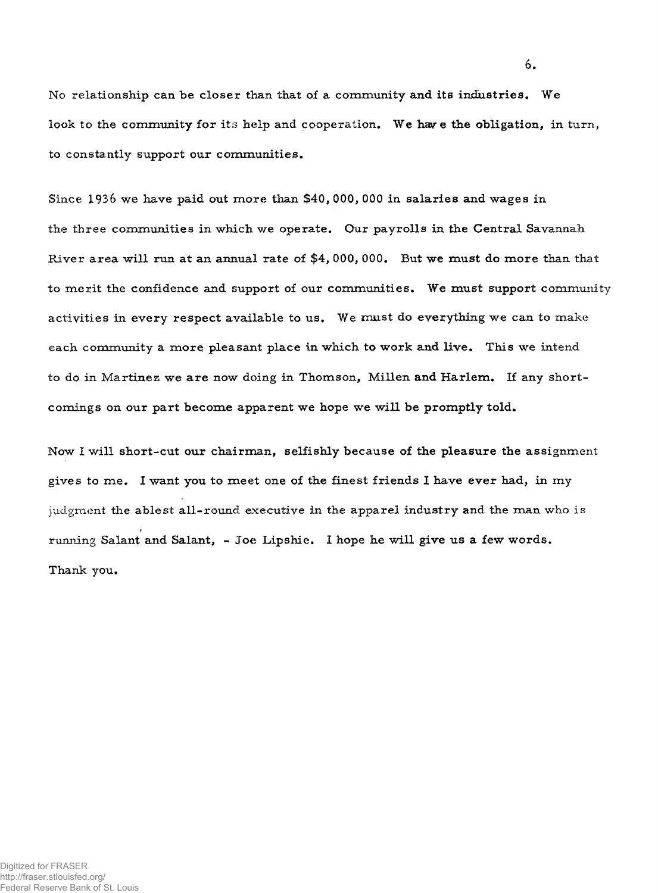No relationship can be closer than that of a community and its industries. We look to the community for its help and cooperation. We have the obligation, in turn, to constantly support our communities.

Since 1936 we have paid out more than $40,000,000 in salaries and wages in the three communities in which we operate. Our payrolls in the Central Savannah River area will run at an annual rate of $4,000,000. But we must do more than that to merit the confidence and support of our communities. We must support community activities in every respect available to us. We must do everything we can to make each community a more pleasant place in which to work and live. This we intend to do in Martinez we are now doing in Thomson, Millen and Harlem. If any shortcomings on our part become apparent we hope we will be promptly told.

Now I will short-cut our chairman, selfishly because of the pleasure the assignment gives to me. I want you to meet one of the finest friends I have ever had, in my judgment the ablest all-round executive in the apparel industry and the man who is running Salant and Salant, - Joe Lipshie. I hope he will give us a few words. Thank you.